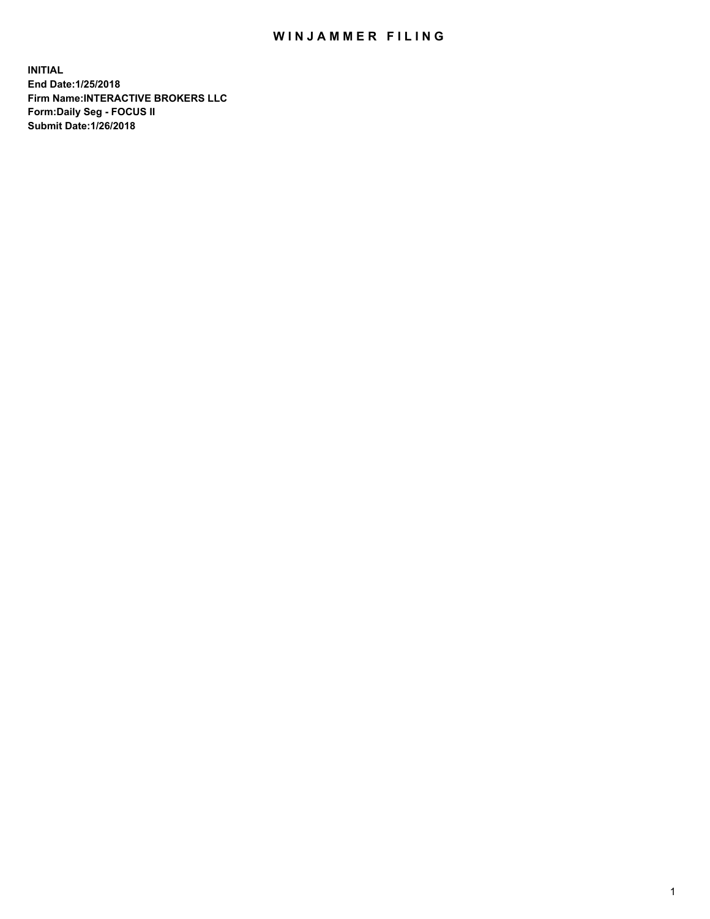# WINJAMMER FILING

**INITIAL**
**End Date:1/25/2018**
**Firm Name:INTERACTIVE BROKERS LLC**
**Form:Daily Seg - FOCUS II**
**Submit Date:1/26/2018**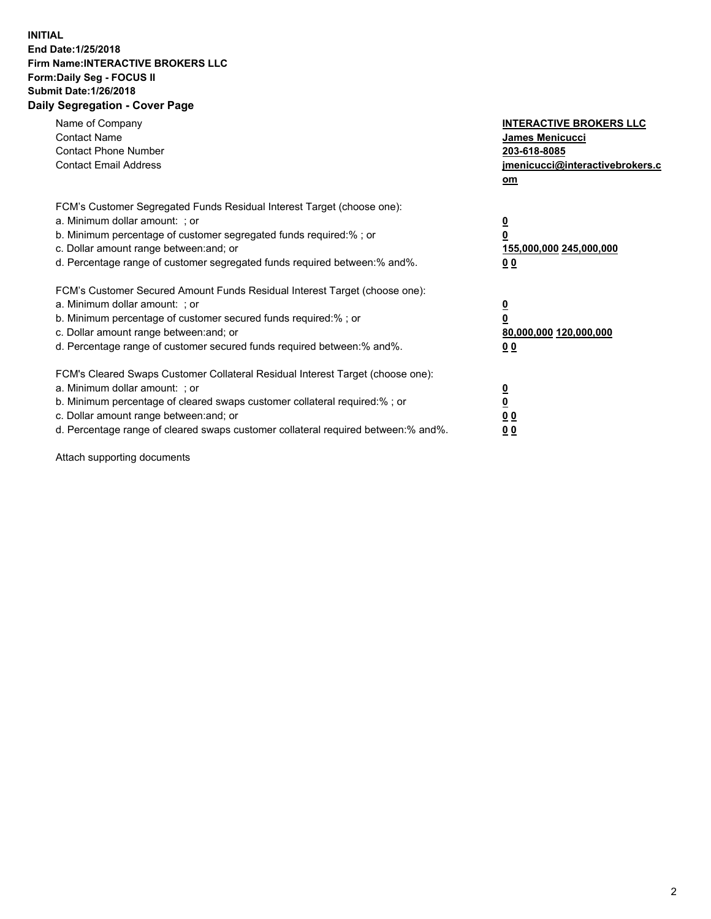**INITIAL**
**End Date:1/25/2018**
**Firm Name:INTERACTIVE BROKERS LLC**
**Form:Daily Seg - FOCUS II**
**Submit Date:1/26/2018**
**Daily Segregation - Cover Page**

| | |
|---|---|
| Name of Company | **INTERACTIVE BROKERS LLC** |
| Contact Name | **James Menicucci** |
| Contact Phone Number | **203-618-8085** |
| Contact Email Address | **jmenicucci@interactivebrokers.com** |

FCM's Customer Segregated Funds Residual Interest Target (choose one):

| | |
|---|---|
| a. Minimum dollar amount: ; or | **0** |
| b. Minimum percentage of customer segregated funds required:% ; or | **0** |
| c. Dollar amount range between:and; or | **155,000,000 245,000,000** |
| d. Percentage range of customer segregated funds required between:% and%. | **0 0** |

FCM's Customer Secured Amount Funds Residual Interest Target (choose one):

| | |
|---|---|
| a. Minimum dollar amount: ; or | **0** |
| b. Minimum percentage of customer secured funds required:% ; or | **0** |
| c. Dollar amount range between:and; or | **80,000,000 120,000,000** |
| d. Percentage range of customer secured funds required between:% and%. | **0 0** |

FCM's Cleared Swaps Customer Collateral Residual Interest Target (choose one):

| | |
|---|---|
| a. Minimum dollar amount: ; or | **0** |
| b. Minimum percentage of cleared swaps customer collateral required:% ; or | **0** |
| c. Dollar amount range between:and; or | **0 0** |
| d. Percentage range of cleared swaps customer collateral required between:% and%. | **0 0** |

Attach supporting documents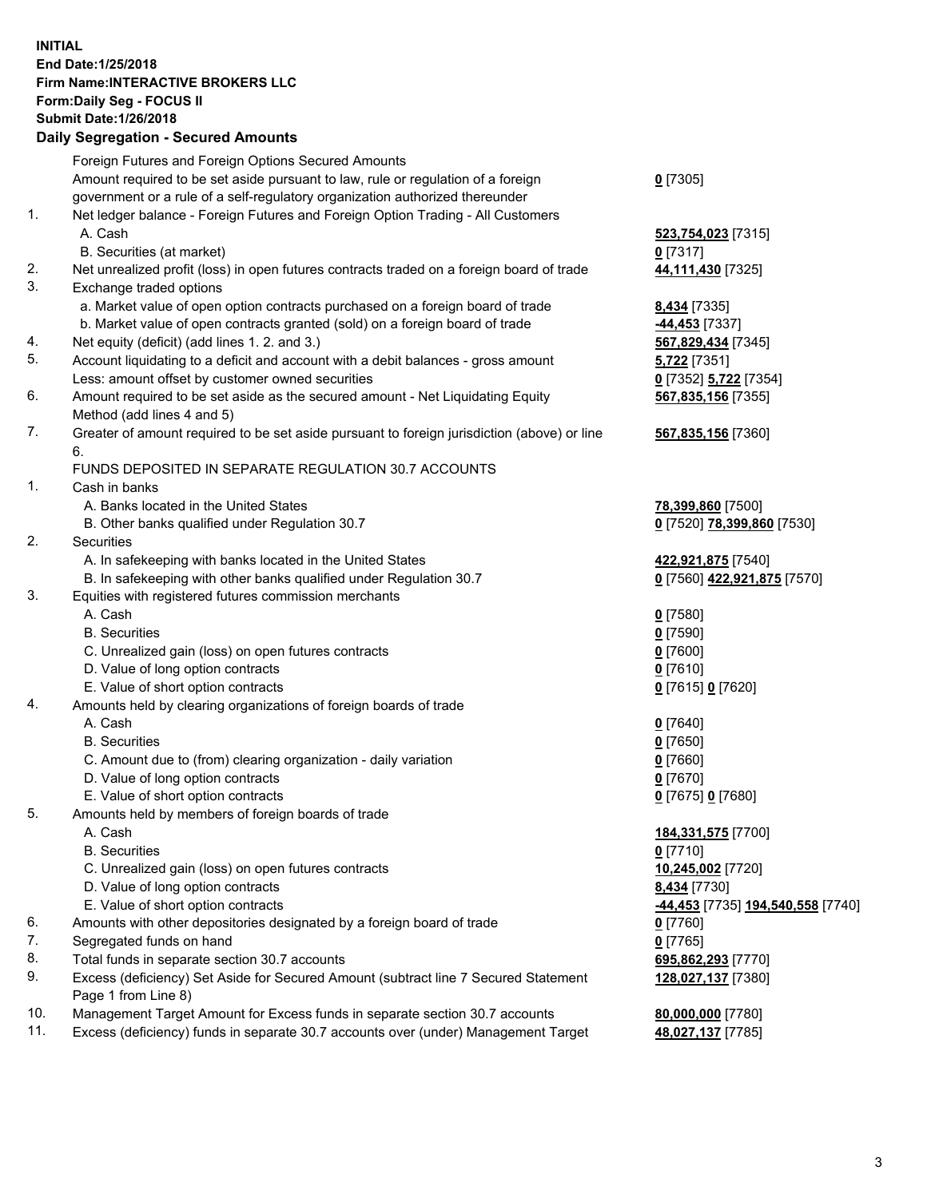**INITIAL**
**End Date:1/25/2018**
**Firm Name:INTERACTIVE BROKERS LLC**
**Form:Daily Seg - FOCUS II**
**Submit Date:1/26/2018**

### Daily Segregation - Secured Amounts

| | | |
|---|---|---|
| | Foreign Futures and Foreign Options Secured Amounts | |
| | Amount required to be set aside pursuant to law, rule or regulation of a foreign government or a rule of a self-regulatory organization authorized thereunder | **0** [7305] |
| 1. | Net ledger balance - Foreign Futures and Foreign Option Trading - All Customers | |
| | A. Cash | **523,754,023** [7315] |
| | B. Securities (at market) | **0** [7317] |
| 2. | Net unrealized profit (loss) in open futures contracts traded on a foreign board of trade | **44,111,430** [7325] |
| 3. | Exchange traded options | |
| | a. Market value of open option contracts purchased on a foreign board of trade | **8,434** [7335] |
| | b. Market value of open contracts granted (sold) on a foreign board of trade | **-44,453** [7337] |
| 4. | Net equity (deficit) (add lines 1. 2. and 3.) | **567,829,434** [7345] |
| 5. | Account liquidating to a deficit and account with a debit balances - gross amount | **5,722** [7351] |
| | Less: amount offset by customer owned securities | **0** [7352] **5,722** [7354] |
| 6. | Amount required to be set aside as the secured amount - Net Liquidating Equity Method (add lines 4 and 5) | **567,835,156** [7355] |
| 7. | Greater of amount required to be set aside pursuant to foreign jurisdiction (above) or line 6. | **567,835,156** [7360] |
| | FUNDS DEPOSITED IN SEPARATE REGULATION 30.7 ACCOUNTS | |
| 1. | Cash in banks | |
| | A. Banks located in the United States | **78,399,860** [7500] |
| | B. Other banks qualified under Regulation 30.7 | **0** [7520] **78,399,860** [7530] |
| 2. | Securities | |
| | A. In safekeeping with banks located in the United States | **422,921,875** [7540] |
| | B. In safekeeping with other banks qualified under Regulation 30.7 | **0** [7560] **422,921,875** [7570] |
| 3. | Equities with registered futures commission merchants | |
| | A. Cash | **0** [7580] |
| | B. Securities | **0** [7590] |
| | C. Unrealized gain (loss) on open futures contracts | **0** [7600] |
| | D. Value of long option contracts | **0** [7610] |
| | E. Value of short option contracts | **0** [7615] **0** [7620] |
| 4. | Amounts held by clearing organizations of foreign boards of trade | |
| | A. Cash | **0** [7640] |
| | B. Securities | **0** [7650] |
| | C. Amount due to (from) clearing organization - daily variation | **0** [7660] |
| | D. Value of long option contracts | **0** [7670] |
| | E. Value of short option contracts | **0** [7675] **0** [7680] |
| 5. | Amounts held by members of foreign boards of trade | |
| | A. Cash | **184,331,575** [7700] |
| | B. Securities | **0** [7710] |
| | C. Unrealized gain (loss) on open futures contracts | **10,245,002** [7720] |
| | D. Value of long option contracts | **8,434** [7730] |
| | E. Value of short option contracts | **-44,453** [7735] **194,540,558** [7740] |
| 6. | Amounts with other depositories designated by a foreign board of trade | **0** [7760] |
| 7. | Segregated funds on hand | **0** [7765] |
| 8. | Total funds in separate section 30.7 accounts | **695,862,293** [7770] |
| 9. | Excess (deficiency) Set Aside for Secured Amount (subtract line 7 Secured Statement Page 1 from Line 8) | **128,027,137** [7380] |
| 10. | Management Target Amount for Excess funds in separate section 30.7 accounts | **80,000,000** [7780] |
| 11. | Excess (deficiency) funds in separate 30.7 accounts over (under) Management Target | **48,027,137** [7785] |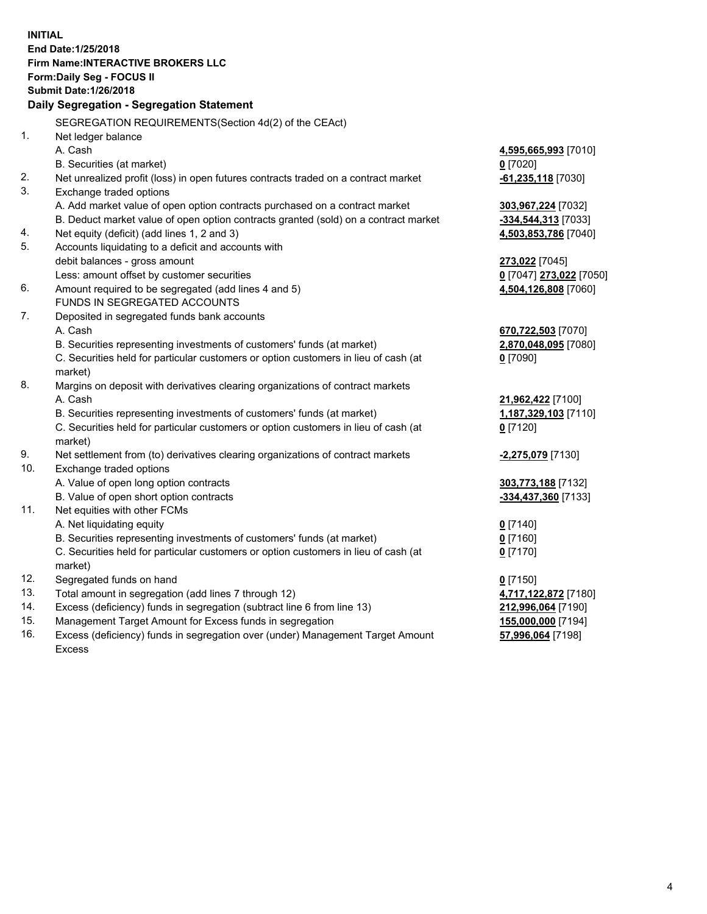**INITIAL**
**End Date:1/25/2018**
**Firm Name:INTERACTIVE BROKERS LLC**
**Form:Daily Seg - FOCUS II**
**Submit Date:1/26/2018**

## Daily Segregation - Segregation Statement

| | | |
|---|---|---|
| | SEGREGATION REQUIREMENTS(Section 4d(2) of the CEAct) | |
| 1. | Net ledger balance | |
| | A. Cash | **4,595,665,993** [7010] |
| | B. Securities (at market) | **0** [7020] |
| 2. | Net unrealized profit (loss) in open futures contracts traded on a contract market | **-61,235,118** [7030] |
| 3. | Exchange traded options | |
| | A. Add market value of open option contracts purchased on a contract market | **303,967,224** [7032] |
| | B. Deduct market value of open option contracts granted (sold) on a contract market | **-334,544,313** [7033] |
| 4. | Net equity (deficit) (add lines 1, 2 and 3) | **4,503,853,786** [7040] |
| 5. | Accounts liquidating to a deficit and accounts with | |
| | debit balances - gross amount | **273,022** [7045] |
| | Less: amount offset by customer securities | **0** [7047] **273,022** [7050] |
| 6. | Amount required to be segregated (add lines 4 and 5) | **4,504,126,808** [7060] |
| | FUNDS IN SEGREGATED ACCOUNTS | |
| 7. | Deposited in segregated funds bank accounts | |
| | A. Cash | **670,722,503** [7070] |
| | B. Securities representing investments of customers' funds (at market) | **2,870,048,095** [7080] |
| | C. Securities held for particular customers or option customers in lieu of cash (at market) | **0** [7090] |
| 8. | Margins on deposit with derivatives clearing organizations of contract markets | |
| | A. Cash | **21,962,422** [7100] |
| | B. Securities representing investments of customers' funds (at market) | **1,187,329,103** [7110] |
| | C. Securities held for particular customers or option customers in lieu of cash (at market) | **0** [7120] |
| 9. | Net settlement from (to) derivatives clearing organizations of contract markets | **-2,275,079** [7130] |
| 10. | Exchange traded options | |
| | A. Value of open long option contracts | **303,773,188** [7132] |
| | B. Value of open short option contracts | **-334,437,360** [7133] |
| 11. | Net equities with other FCMs | |
| | A. Net liquidating equity | **0** [7140] |
| | B. Securities representing investments of customers' funds (at market) | **0** [7160] |
| | C. Securities held for particular customers or option customers in lieu of cash (at market) | **0** [7170] |
| 12. | Segregated funds on hand | **0** [7150] |
| 13. | Total amount in segregation (add lines 7 through 12) | **4,717,122,872** [7180] |
| 14. | Excess (deficiency) funds in segregation (subtract line 6 from line 13) | **212,996,064** [7190] |
| 15. | Management Target Amount for Excess funds in segregation | **155,000,000** [7194] |
| 16. | Excess (deficiency) funds in segregation over (under) Management Target Amount Excess | **57,996,064** [7198] |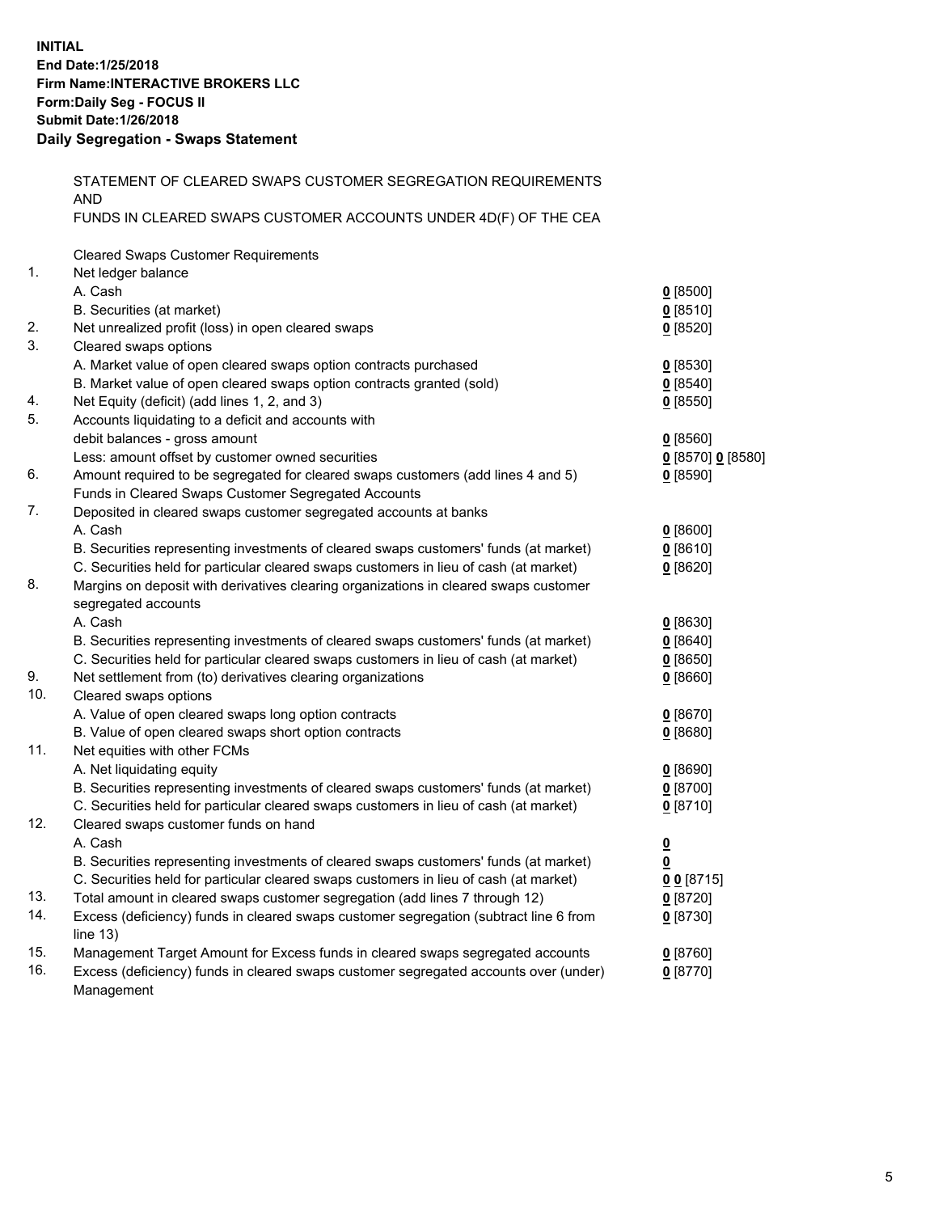**INITIAL**
**End Date:1/25/2018**
**Firm Name:INTERACTIVE BROKERS LLC**
**Form:Daily Seg - FOCUS II**
**Submit Date:1/26/2018**
**Daily Segregation - Swaps Statement**

STATEMENT OF CLEARED SWAPS CUSTOMER SEGREGATION REQUIREMENTS AND FUNDS IN CLEARED SWAPS CUSTOMER ACCOUNTS UNDER 4D(F) OF THE CEA

| | | |
|---|---|---|
| | Cleared Swaps Customer Requirements | |
| 1. | Net ledger balance | |
| | A. Cash | 0 [8500] |
| | B. Securities (at market) | 0 [8510] |
| 2. | Net unrealized profit (loss) in open cleared swaps | 0 [8520] |
| 3. | Cleared swaps options | |
| | A. Market value of open cleared swaps option contracts purchased | 0 [8530] |
| | B. Market value of open cleared swaps option contracts granted (sold) | 0 [8540] |
| 4. | Net Equity (deficit) (add lines 1, 2, and 3) | 0 [8550] |
| 5. | Accounts liquidating to a deficit and accounts with debit balances - gross amount | 0 [8560] |
| | Less: amount offset by customer owned securities | 0 [8570] 0 [8580] |
| 6. | Amount required to be segregated for cleared swaps customers (add lines 4 and 5) | 0 [8590] |
| | Funds in Cleared Swaps Customer Segregated Accounts | |
| 7. | Deposited in cleared swaps customer segregated accounts at banks | |
| | A. Cash | 0 [8600] |
| | B. Securities representing investments of cleared swaps customers' funds (at market) | 0 [8610] |
| | C. Securities held for particular cleared swaps customers in lieu of cash (at market) | 0 [8620] |
| 8. | Margins on deposit with derivatives clearing organizations in cleared swaps customer segregated accounts | |
| | A. Cash | 0 [8630] |
| | B. Securities representing investments of cleared swaps customers' funds (at market) | 0 [8640] |
| | C. Securities held for particular cleared swaps customers in lieu of cash (at market) | 0 [8650] |
| 9. | Net settlement from (to) derivatives clearing organizations | 0 [8660] |
| 10. | Cleared swaps options | |
| | A. Value of open cleared swaps long option contracts | 0 [8670] |
| | B. Value of open cleared swaps short option contracts | 0 [8680] |
| 11. | Net equities with other FCMs | |
| | A. Net liquidating equity | 0 [8690] |
| | B. Securities representing investments of cleared swaps customers' funds (at market) | 0 [8700] |
| | C. Securities held for particular cleared swaps customers in lieu of cash (at market) | 0 [8710] |
| 12. | Cleared swaps customer funds on hand | |
| | A. Cash | 0 |
| | B. Securities representing investments of cleared swaps customers' funds (at market) | 0 |
| | C. Securities held for particular cleared swaps customers in lieu of cash (at market) | 0 0 [8715] |
| 13. | Total amount in cleared swaps customer segregation (add lines 7 through 12) | 0 [8720] |
| 14. | Excess (deficiency) funds in cleared swaps customer segregation (subtract line 6 from line 13) | 0 [8730] |
| 15. | Management Target Amount for Excess funds in cleared swaps segregated accounts | 0 [8760] |
| 16. | Excess (deficiency) funds in cleared swaps customer segregated accounts over (under) Management | 0 [8770] |